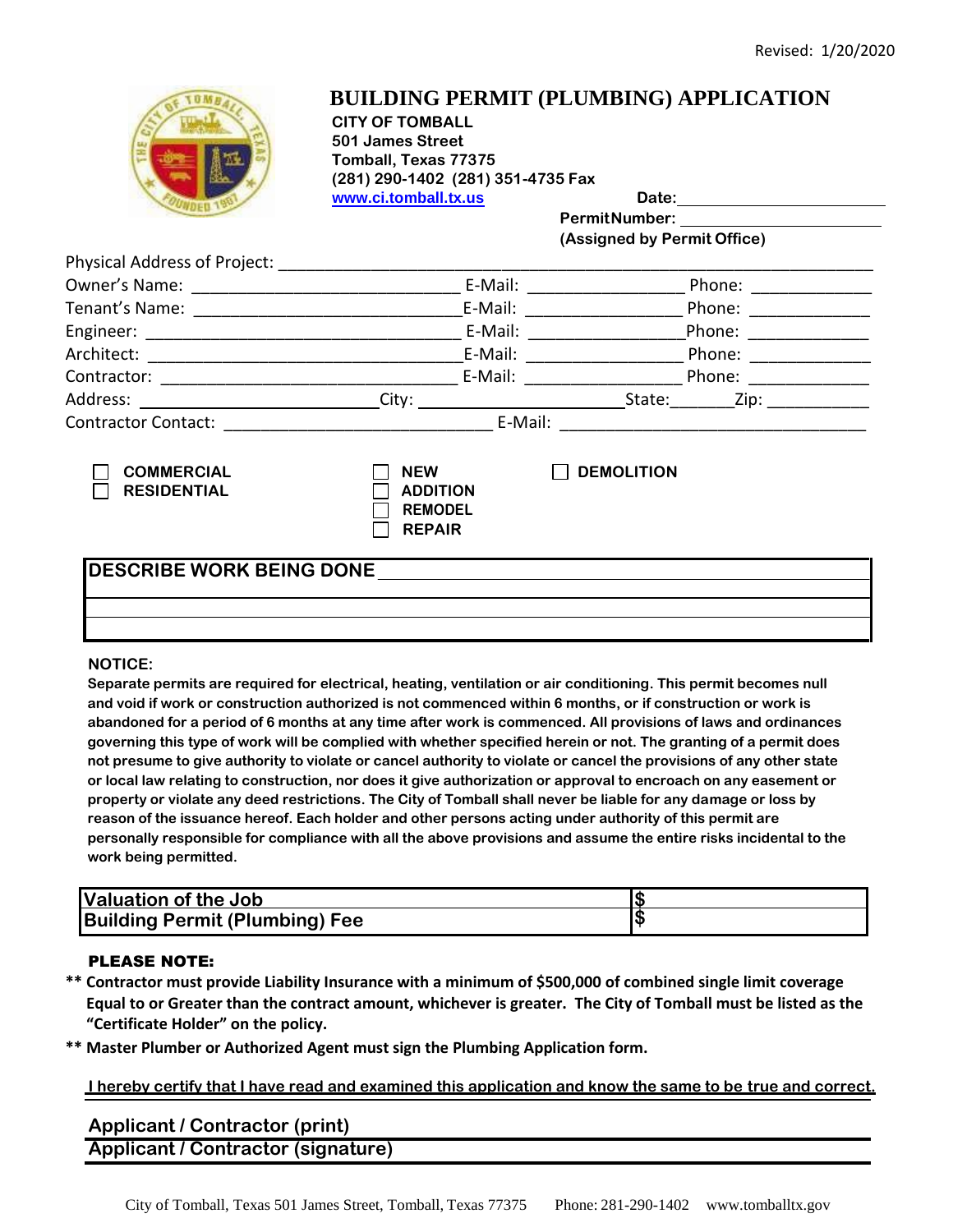Revised: 1/20/2020

# BUILDING PERMIT (PLUMBING) APPLICATION

**CITY OF TOMBALL**
**501 James Street**
**Tomball, Texas 77375**
**(281) 290-1402 (281) 351-4735 Fax**
**www.ci.tomball.tx.us**

**Date:** ______________________

**Permit Number:** ______________________
**(Assigned by Permit Office)**

Physical Address of Project: ____________________________________________

Owner's Name: ______________________ E-Mail: ______________ Phone: ___________

Tenant's Name: ______________________ E-Mail: ______________ Phone: ___________

Engineer: ______________________ E-Mail: ______________ Phone: ___________

Architect: ______________________ E-Mail: ______________ Phone: ___________

Contractor: ______________________ E-Mail: ______________ Phone: ___________

Address: ______________________ City: ______________ State: ______ Zip: ___________

Contractor Contact: ______________________ E-Mail: ______________________

- ☐ **COMMERCIAL**
- ☐ **RESIDENTIAL**

- ☐ **NEW**
- ☐ **ADDITION**
- ☐ **REMODEL**
- ☐ **REPAIR**

- ☐ **DEMOLITION**

**DESCRIBE WORK BEING DONE** ____________________________________________

____________________________________________

____________________________________________

**NOTICE:**

**Separate permits are required for electrical, heating, ventilation or air conditioning. This permit becomes null and void if work or construction authorized is not commenced within 6 months, or if construction or work is abandoned for a period of 6 months at any time after work is commenced. All provisions of laws and ordinances governing this type of work will be complied with whether specified herein or not. The granting of a permit does not presume to give authority to violate or cancel authority to violate or cancel the provisions of any other state or local law relating to construction, nor does it give authorization or approval to encroach on any easement or property or violate any deed restrictions. The City of Tomball shall never be liable for any damage or loss by reason of the issuance hereof. Each holder and other persons acting under authority of this permit are personally responsible for compliance with all the above provisions and assume the entire risks incidental to the work being permitted.**

| **Valuation of the Job** | **$** |
|---|---|
| **Building Permit (Plumbing) Fee** | **$** |

**PLEASE NOTE:**

\*\* **Contractor must provide Liability Insurance with a minimum of $500,000 of combined single limit coverage Equal to or Greater than the contract amount, whichever is greater. The City of Tomball must be listed as the "Certificate Holder" on the policy.**

\*\* **Master Plumber or Authorized Agent must sign the Plumbing Application form.**

**I hereby certify that I have read and examined this application and know the same to be true and correct.**

**Applicant / Contractor (print)** ____________________________________________

**Applicant / Contractor (signature)** ____________________________________________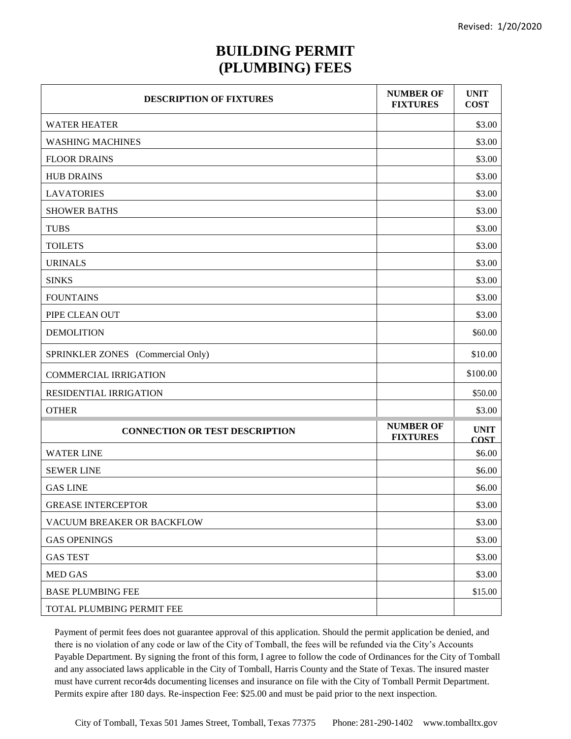Revised: 1/20/2020

# BUILDING PERMIT (PLUMBING) FEES

| DESCRIPTION OF FIXTURES | NUMBER OF FIXTURES | UNIT COST |
|---|---|---|
| WATER HEATER | | $3.00 |
| WASHING MACHINES | | $3.00 |
| FLOOR DRAINS | | $3.00 |
| HUB DRAINS | | $3.00 |
| LAVATORIES | | $3.00 |
| SHOWER BATHS | | $3.00 |
| TUBS | | $3.00 |
| TOILETS | | $3.00 |
| URINALS | | $3.00 |
| SINKS | | $3.00 |
| FOUNTAINS | | $3.00 |
| PIPE CLEAN OUT | | $3.00 |
| DEMOLITION | | $60.00 |
| SPRINKLER ZONES (Commercial Only) | | $10.00 |
| COMMERCIAL IRRIGATION | | $100.00 |
| RESIDENTIAL IRRIGATION | | $50.00 |
| OTHER | | $3.00 |
| **CONNECTION OR TEST DESCRIPTION** | **NUMBER OF FIXTURES** | **UNIT COST** |
| WATER LINE | | $6.00 |
| SEWER LINE | | $6.00 |
| GAS LINE | | $6.00 |
| GREASE INTERCEPTOR | | $3.00 |
| VACUUM BREAKER OR BACKFLOW | | $3.00 |
| GAS OPENINGS | | $3.00 |
| GAS TEST | | $3.00 |
| MED GAS | | $3.00 |
| BASE PLUMBING FEE | | $15.00 |
| TOTAL PLUMBING PERMIT FEE | | |

Payment of permit fees does not guarantee approval of this application. Should the permit application be denied, and there is no violation of any code or law of the City of Tomball, the fees will be refunded via the City's Accounts Payable Department. By signing the front of this form, I agree to follow the code of Ordinances for the City of Tomball and any associated laws applicable in the City of Tomball, Harris County and the State of Texas. The insured master must have current recor4ds documenting licenses and insurance on file with the City of Tomball Permit Department. Permits expire after 180 days. Re-inspection Fee: $25.00 and must be paid prior to the next inspection.

City of Tomball, Texas 501 James Street, Tomball, Texas 77375 Phone: 281-290-1402 www.tomballtx.gov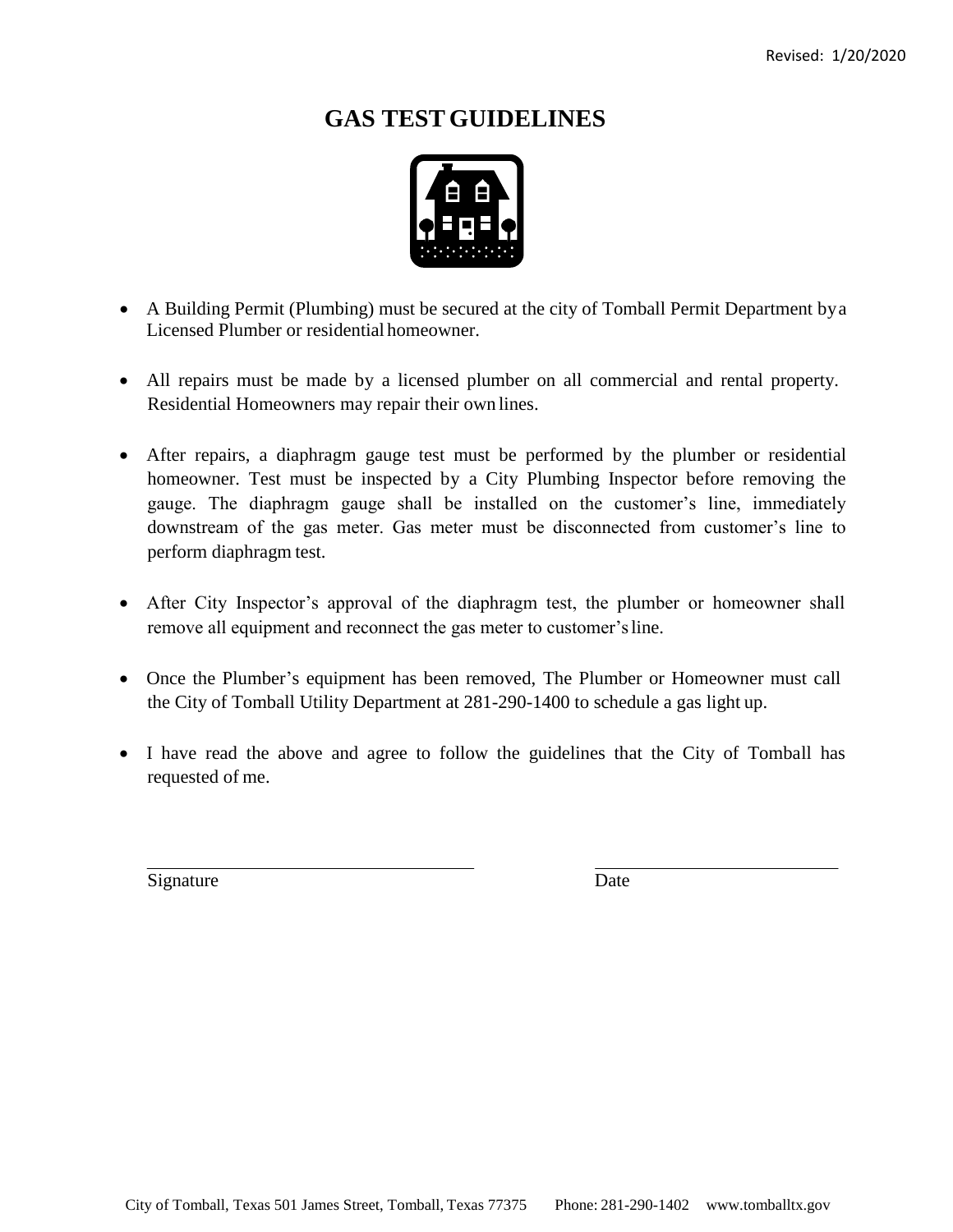Revised: 1/20/2020

# GAS TEST GUIDELINES

- A Building Permit (Plumbing) must be secured at the city of Tomball Permit Department by a Licensed Plumber or residential homeowner.

- All repairs must be made by a licensed plumber on all commercial and rental property. Residential Homeowners may repair their own lines.

- After repairs, a diaphragm gauge test must be performed by the plumber or residential homeowner. Test must be inspected by a City Plumbing Inspector before removing the gauge. The diaphragm gauge shall be installed on the customer's line, immediately downstream of the gas meter. Gas meter must be disconnected from customer's line to perform diaphragm test.

- After City Inspector's approval of the diaphragm test, the plumber or homeowner shall remove all equipment and reconnect the gas meter to customer's line.

- Once the Plumber's equipment has been removed, The Plumber or Homeowner must call the City of Tomball Utility Department at 281-290-1400 to schedule a gas light up.

- I have read the above and agree to follow the guidelines that the City of Tomball has requested of me.

\_\_\_\_\_\_\_\_\_\_\_\_\_\_\_\_\_\_\_\_\_\_\_\_\_\_\_\_\_\_\_\_ &nbsp;&nbsp;&nbsp;&nbsp; \_\_\_\_\_\_\_\_\_\_\_\_\_\_\_\_\_\_\_\_\_\_\_\_

Signature &nbsp;&nbsp;&nbsp;&nbsp; Date

City of Tomball, Texas 501 James Street, Tomball, Texas 77375 Phone: 281-290-1402 www.tomballtx.gov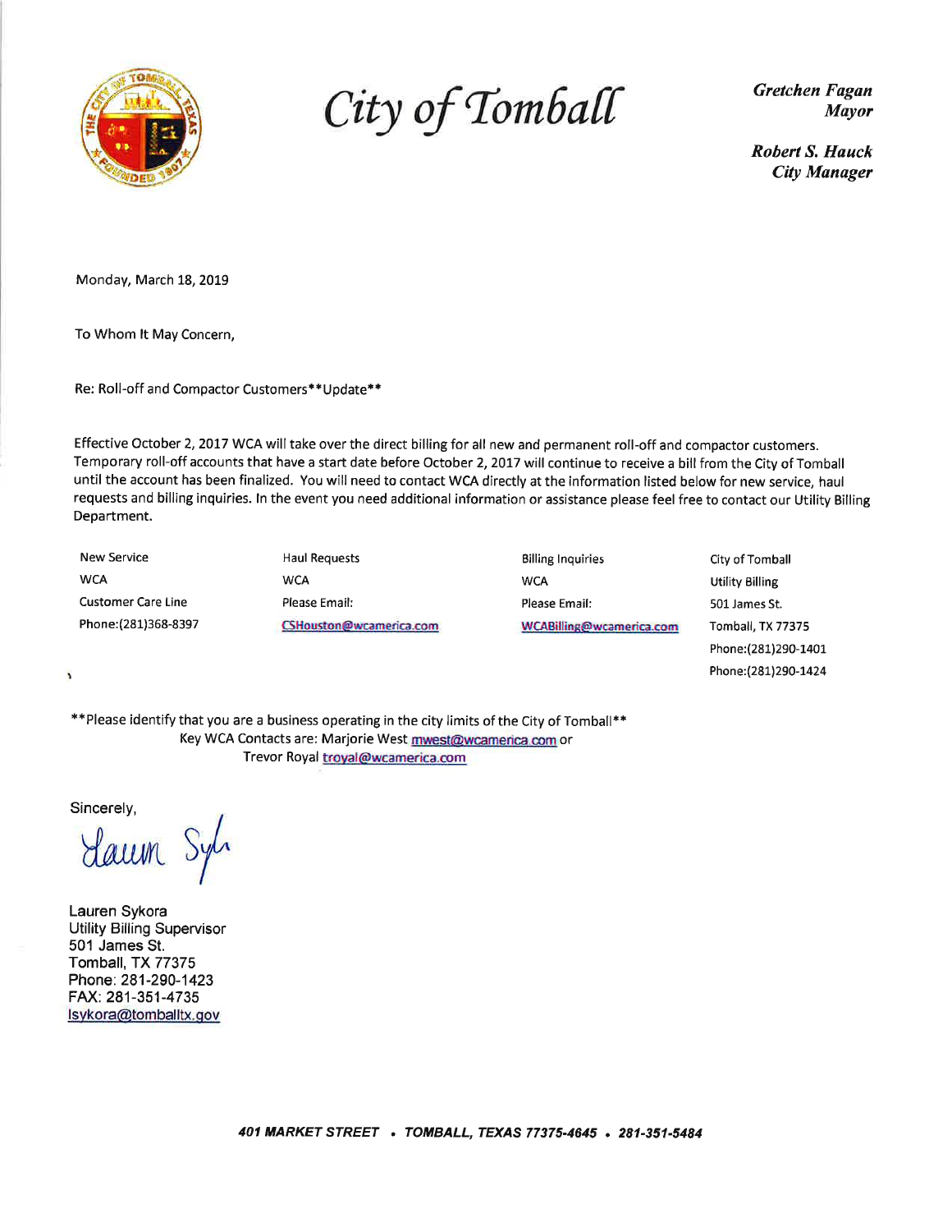# City of Tomball

*Gretchen Fagan*
*Mayor*

*Robert S. Hauck*
*City Manager*

Monday, March 18, 2019

To Whom It May Concern,

Re: Roll-off and Compactor Customers**Update**

Effective October 2, 2017 WCA will take over the direct billing for all new and permanent roll-off and compactor customers. Temporary roll-off accounts that have a start date before October 2, 2017 will continue to receive a bill from the City of Tomball until the account has been finalized. You will need to contact WCA directly at the information listed below for new service, haul requests and billing inquiries. In the event you need additional information or assistance please feel free to contact our Utility Billing Department.

| New Service | Haul Requests | Billing Inquiries | City of Tomball |
|---|---|---|---|
| WCA | WCA | WCA | Utility Billing |
| Customer Care Line | Please Email: | Please Email: | 501 James St. |
| Phone:(281)368-8397 | CSHouston@wcamerica.com | WCABilling@wcamerica.com | Tomball, TX 77375 |
| | | | Phone:(281)290-1401 |
| | | | Phone:(281)290-1424 |

**Please identify that you are a business operating in the city limits of the City of Tomball**
Key WCA Contacts are: Marjorie West mwest@wcamerica.com or
Trevor Royal troyal@wcamerica.com

Sincerely,

Lauren Sykora
Utility Billing Supervisor
501 James St.
Tomball, TX 77375
Phone: 281-290-1423
FAX: 281-351-4735
lsykora@tomballtx.gov

**401 MARKET STREET • TOMBALL, TEXAS 77375-4645 • 281-351-5484**